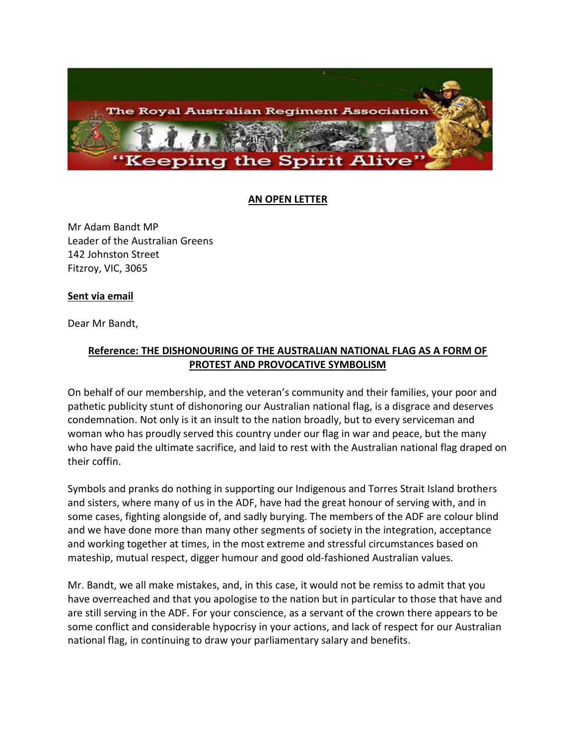The Royal Australian Regiment Association

"Keeping the Spirit Alive"

**AN OPEN LETTER**

Mr Adam Bandt MP
Leader of the Australian Greens
142 Johnston Street
Fitzroy, VIC, 3065

**Sent via email**

Dear Mr Bandt,

**Reference: THE DISHONOURING OF THE AUSTRALIAN NATIONAL FLAG AS A FORM OF PROTEST AND PROVOCATIVE SYMBOLISM**

On behalf of our membership, and the veteran's community and their families, your poor and pathetic publicity stunt of dishonoring our Australian national flag, is a disgrace and deserves condemnation. Not only is it an insult to the nation broadly, but to every serviceman and woman who has proudly served this country under our flag in war and peace, but the many who have paid the ultimate sacrifice, and laid to rest with the Australian national flag draped on their coffin.

Symbols and pranks do nothing in supporting our Indigenous and Torres Strait Island brothers and sisters, where many of us in the ADF, have had the great honour of serving with, and in some cases, fighting alongside of, and sadly burying. The members of the ADF are colour blind and we have done more than many other segments of society in the integration, acceptance and working together at times, in the most extreme and stressful circumstances based on mateship, mutual respect, digger humour and good old-fashioned Australian values.

Mr. Bandt, we all make mistakes, and, in this case, it would not be remiss to admit that you have overreached and that you apologise to the nation but in particular to those that have and are still serving in the ADF. For your conscience, as a servant of the crown there appears to be some conflict and considerable hypocrisy in your actions, and lack of respect for our Australian national flag, in continuing to draw your parliamentary salary and benefits.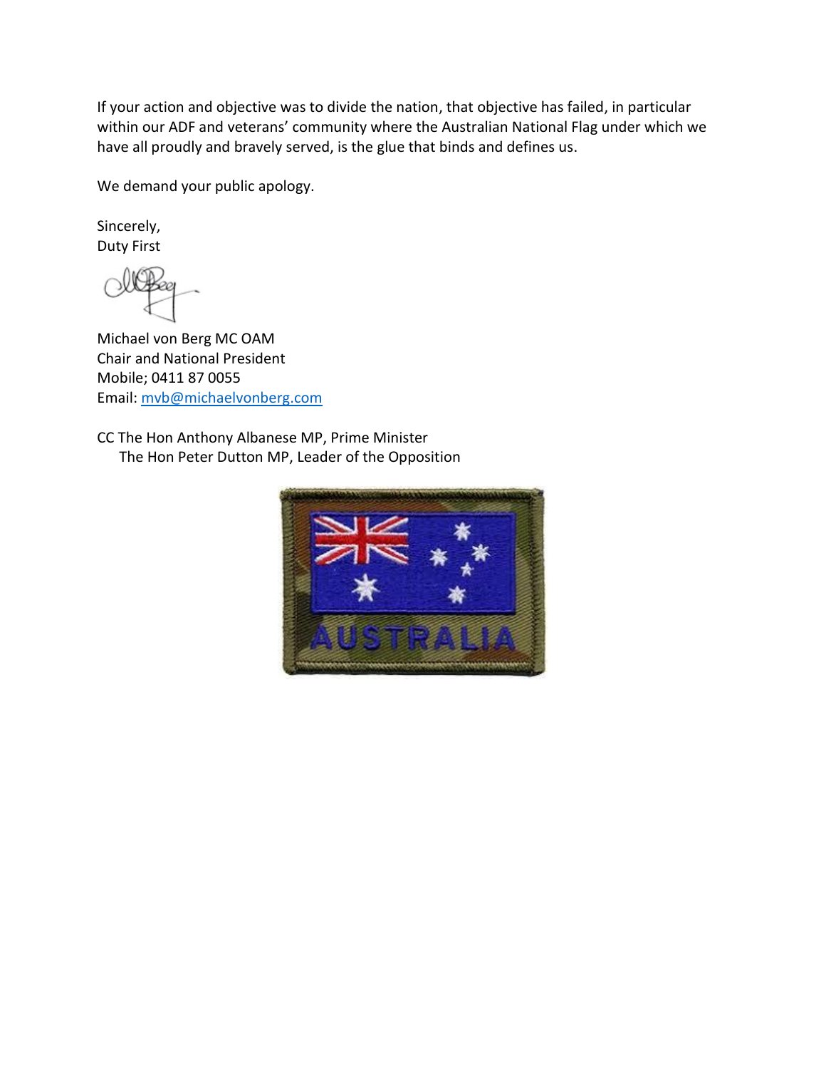If your action and objective was to divide the nation, that objective has failed, in particular within our ADF and veterans' community where the Australian National Flag under which we have all proudly and bravely served, is the glue that binds and defines us.

We demand your public apology.

Sincerely,
Duty First

Michael von Berg MC OAM
Chair and National President
Mobile; 0411 87 0055
Email: mvb@michaelvonberg.com

CC The Hon Anthony Albanese MP, Prime Minister
The Hon Peter Dutton MP, Leader of the Opposition